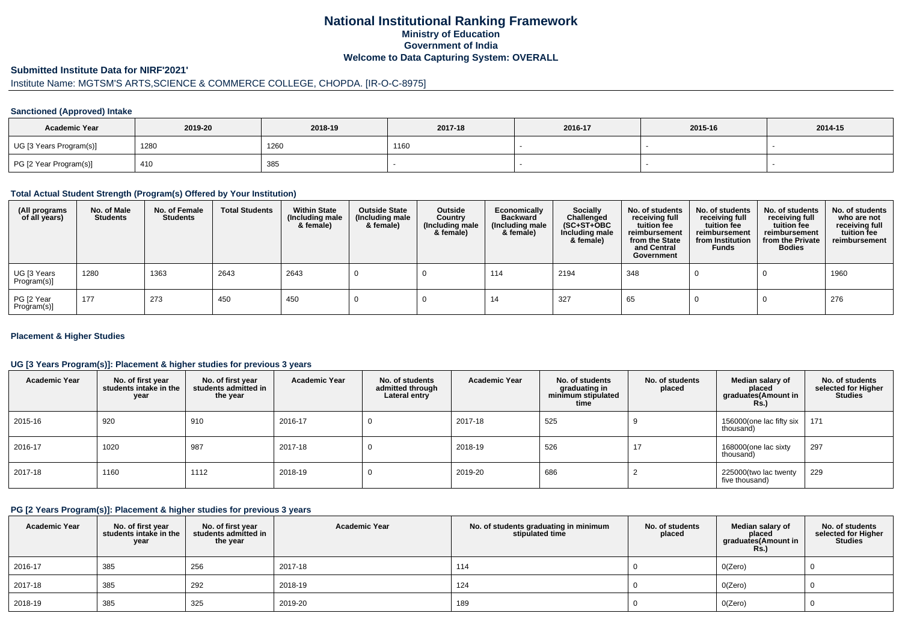# National Institutional Ranking Framework

## Ministry of Education

## Government of India

## Welcome to Data Capturing System: OVERALL

### Submitted Institute Data for NIRF'2021'

Institute Name: MGTSM'S ARTS,SCIENCE & COMMERCE COLLEGE, CHOPDA. [IR-O-C-8975]

#### Sanctioned (Approved) Intake

| Academic Year | 2019-20 | 2018-19 | 2017-18 | 2016-17 | 2015-16 | 2014-15 |
|---|---|---|---|---|---|---|
| UG [3 Years Program(s)] | 1280 | 1260 | 1160 | - | - | - |
| PG [2 Year Program(s)] | 410 | 385 | - | - | - | - |

#### Total Actual Student Strength (Program(s) Offered by Your Institution)

| (All programs of all years) | No. of Male Students | No. of Female Students | Total Students | Within State (Including male & female) | Outside State (Including male & female) | Outside Country (Including male & female) | Economically Backward (Including male & female) | Socially Challenged (SC+ST+OBC Including male & female) | No. of students receiving full tuition fee reimbursement from the State and Central Government | No. of students receiving full tuition fee reimbursement from Institution Funds | No. of students receiving full tuition fee reimbursement from the Private Bodies | No. of students who are not receiving full tuition fee reimbursement |
|---|---|---|---|---|---|---|---|---|---|---|---|---|
| UG [3 Years Program(s)] | 1280 | 1363 | 2643 | 2643 | 0 | 0 | 114 | 2194 | 348 | 0 | 0 | 1960 |
| PG [2 Year Program(s)] | 177 | 273 | 450 | 450 | 0 | 0 | 14 | 327 | 65 | 0 | 0 | 276 |

#### Placement & Higher Studies

#### UG [3 Years Program(s)]: Placement & higher studies for previous 3 years

| Academic Year | No. of first year students intake in the year | No. of first year students admitted in the year | Academic Year | No. of students admitted through Lateral entry | Academic Year | No. of students graduating in minimum stipulated time | No. of students placed | Median salary of placed graduates(Amount in Rs.) | No. of students selected for Higher Studies |
|---|---|---|---|---|---|---|---|---|---|
| 2015-16 | 920 | 910 | 2016-17 | 0 | 2017-18 | 525 | 9 | 156000(one lac fifty six thousand) | 171 |
| 2016-17 | 1020 | 987 | 2017-18 | 0 | 2018-19 | 526 | 17 | 168000(one lac sixty thousand) | 297 |
| 2017-18 | 1160 | 1112 | 2018-19 | 0 | 2019-20 | 686 | 2 | 225000(two lac twenty five thousand) | 229 |

#### PG [2 Years Program(s)]: Placement & higher studies for previous 3 years

| Academic Year | No. of first year students intake in the year | No. of first year students admitted in the year | Academic Year | No. of students graduating in minimum stipulated time | No. of students placed | Median salary of placed graduates(Amount in Rs.) | No. of students selected for Higher Studies |
|---|---|---|---|---|---|---|---|
| 2016-17 | 385 | 256 | 2017-18 | 114 | 0 | 0(Zero) | 0 |
| 2017-18 | 385 | 292 | 2018-19 | 124 | 0 | 0(Zero) | 0 |
| 2018-19 | 385 | 325 | 2019-20 | 189 | 0 | 0(Zero) | 0 |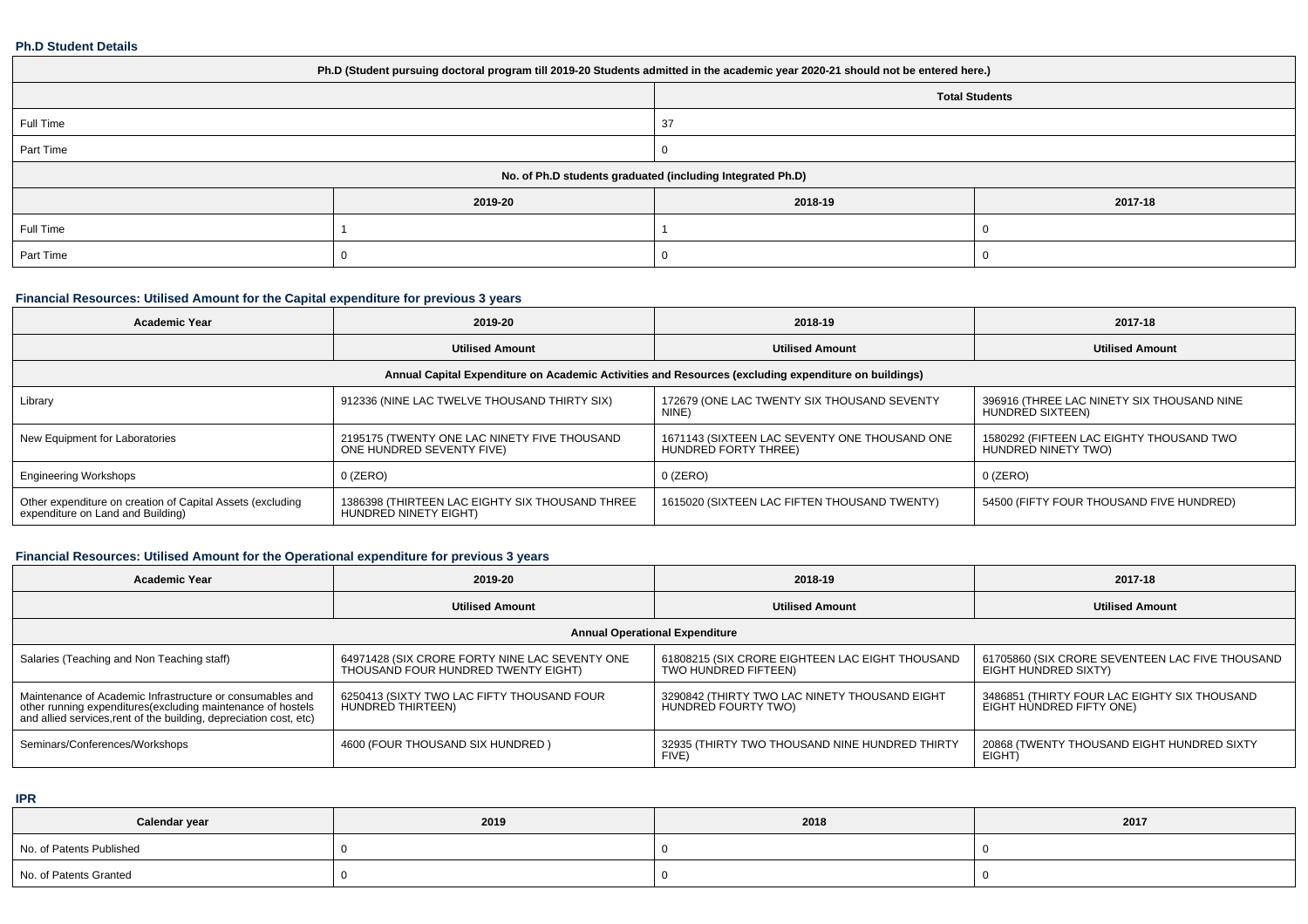**Ph.D Student Details**

| Ph.D (Student pursuing doctoral program till 2019-20 Students admitted in the academic year 2020-21 should not be entered here.) | | | |
|---|---|---|---|
| | | Total Students | |
| Full Time | | 37 | |
| Part Time | | 0 | |
| No. of Ph.D students graduated (including Integrated Ph.D) | | | |
| | 2019-20 | 2018-19 | 2017-18 |
| Full Time | 1 | 1 | 0 |
| Part Time | 0 | 0 | 0 |

**Financial Resources: Utilised Amount for the Capital expenditure for previous 3 years**

| Academic Year | 2019-20 | 2018-19 | 2017-18 |
|---|---|---|---|
| | Utilised Amount | Utilised Amount | Utilised Amount |
| Annual Capital Expenditure on Academic Activities and Resources (excluding expenditure on buildings) | | | |
| Library | 912336 (NINE LAC TWELVE THOUSAND THIRTY SIX) | 172679 (ONE LAC TWENTY SIX THOUSAND SEVENTY NINE) | 396916 (THREE LAC NINETY SIX THOUSAND NINE HUNDRED SIXTEEN) |
| New Equipment for Laboratories | 2195175 (TWENTY ONE LAC NINETY FIVE THOUSAND ONE HUNDRED SEVENTY FIVE) | 1671143 (SIXTEEN LAC SEVENTY ONE THOUSAND ONE HUNDRED FORTY THREE) | 1580292 (FIFTEEN LAC EIGHTY THOUSAND TWO HUNDRED NINETY TWO) |
| Engineering Workshops | 0 (ZERO) | 0 (ZERO) | 0 (ZERO) |
| Other expenditure on creation of Capital Assets (excluding expenditure on Land and Building) | 1386398 (THIRTEEN LAC EIGHTY SIX THOUSAND THREE HUNDRED NINETY EIGHT) | 1615020 (SIXTEEN LAC FIFTEN THOUSAND TWENTY) | 54500 (FIFTY FOUR THOUSAND FIVE HUNDRED) |

**Financial Resources: Utilised Amount for the Operational expenditure for previous 3 years**

| Academic Year | 2019-20 | 2018-19 | 2017-18 |
|---|---|---|---|
| | Utilised Amount | Utilised Amount | Utilised Amount |
| Annual Operational Expenditure | | | |
| Salaries (Teaching and Non Teaching staff) | 64971428 (SIX CRORE FORTY NINE LAC SEVENTY ONE THOUSAND FOUR HUNDRED TWENTY EIGHT) | 61808215 (SIX CRORE EIGHTEEN LAC EIGHT THOUSAND TWO HUNDRED FIFTEEN) | 61705860 (SIX CRORE SEVENTEEN LAC FIVE THOUSAND EIGHT HUNDRED SIXTY) |
| Maintenance of Academic Infrastructure or consumables and other running expenditures(excluding maintenance of hostels and allied services,rent of the building, depreciation cost, etc) | 6250413 (SIXTY TWO LAC FIFTY THOUSAND FOUR HUNDRED THIRTEEN) | 3290842 (THIRTY TWO LAC NINETY THOUSAND EIGHT HUNDRED FOURTY TWO) | 3486851 (THIRTY FOUR LAC EIGHTY SIX THOUSAND EIGHT HUNDRED FIFTY ONE) |
| Seminars/Conferences/Workshops | 4600 (FOUR THOUSAND SIX HUNDRED ) | 32935 (THIRTY TWO THOUSAND NINE HUNDRED THIRTY FIVE) | 20868 (TWENTY THOUSAND EIGHT HUNDRED SIXTY EIGHT) |

**IPR**

| Calendar year | 2019 | 2018 | 2017 |
|---|---|---|---|
| No. of Patents Published | 0 | 0 | 0 |
| No. of Patents Granted | 0 | 0 | 0 |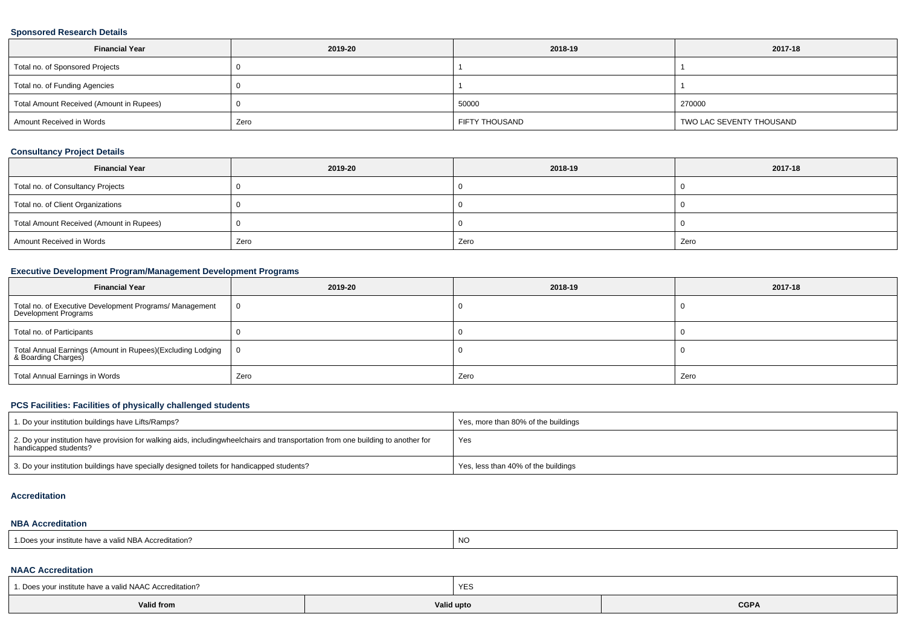### Sponsored Research Details

| Financial Year | 2019-20 | 2018-19 | 2017-18 |
|---|---|---|---|
| Total no. of Sponsored Projects | 0 | 1 | 1 |
| Total no. of Funding Agencies | 0 | 1 | 1 |
| Total Amount Received (Amount in Rupees) | 0 | 50000 | 270000 |
| Amount Received in Words | Zero | FIFTY THOUSAND | TWO LAC SEVENTY THOUSAND |

### Consultancy Project Details

| Financial Year | 2019-20 | 2018-19 | 2017-18 |
|---|---|---|---|
| Total no. of Consultancy Projects | 0 | 0 | 0 |
| Total no. of Client Organizations | 0 | 0 | 0 |
| Total Amount Received (Amount in Rupees) | 0 | 0 | 0 |
| Amount Received in Words | Zero | Zero | Zero |

### Executive Development Program/Management Development Programs

| Financial Year | 2019-20 | 2018-19 | 2017-18 |
|---|---|---|---|
| Total no. of Executive Development Programs/ Management Development Programs | 0 | 0 | 0 |
| Total no. of Participants | 0 | 0 | 0 |
| Total Annual Earnings (Amount in Rupees)(Excluding Lodging & Boarding Charges) | 0 | 0 | 0 |
| Total Annual Earnings in Words | Zero | Zero | Zero |

### PCS Facilities: Facilities of physically challenged students

| | |
|---|---|
| 1. Do your institution buildings have Lifts/Ramps? | Yes, more than 80% of the buildings |
| 2. Do your institution have provision for walking aids, includingwheelchairs and transportation from one building to another for handicapped students? | Yes |
| 3. Do your institution buildings have specially designed toilets for handicapped students? | Yes, less than 40% of the buildings |

### Accreditation

### NBA Accreditation

| | |
|---|---|
| 1.Does your institute have a valid NBA Accreditation? | NO |

### NAAC Accreditation

| | | |
|---|---|---|
| 1. Does your institute have a valid NAAC Accreditation? | YES | |
| **Valid from** | **Valid upto** | **CGPA** |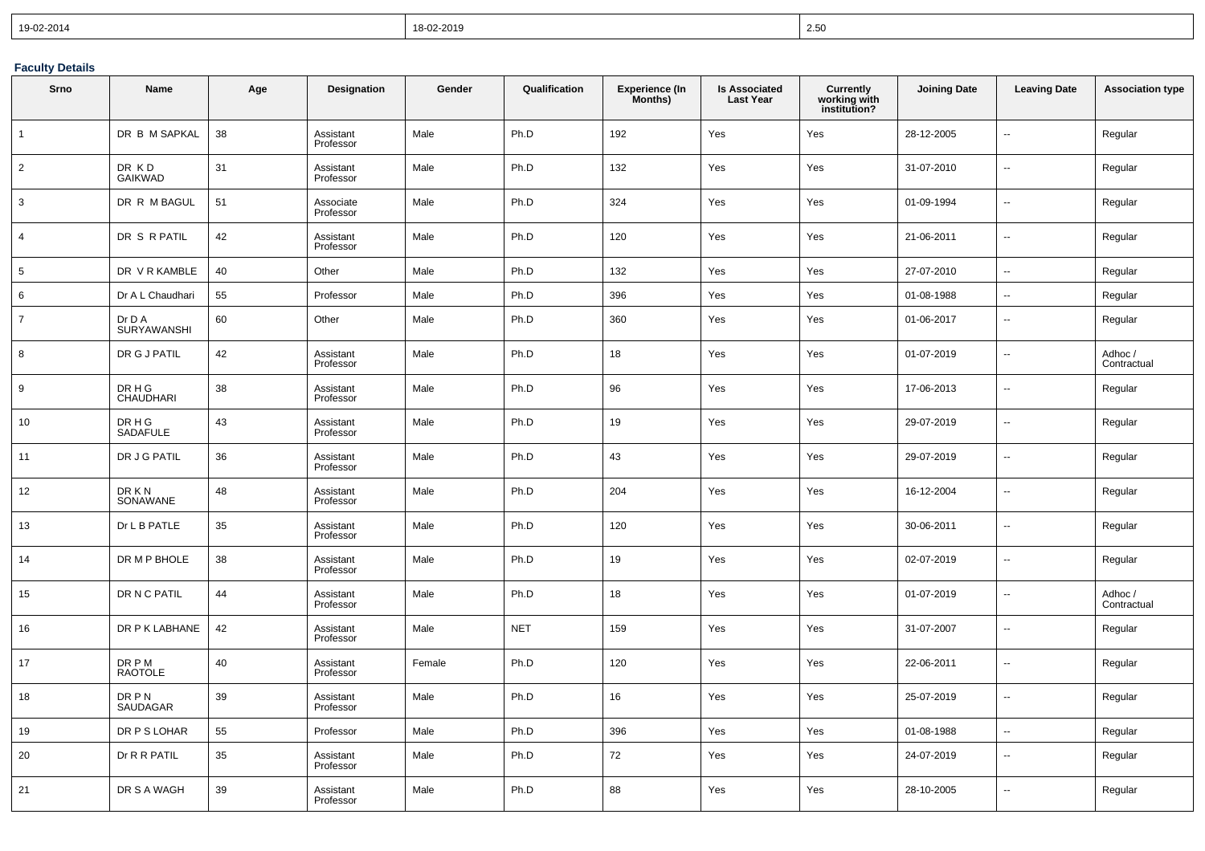| 19-02-2014 | 18-02-2019 | 2.50 |
|---|---|---|

### Faculty Details

| Srno | Name | Age | Designation | Gender | Qualification | Experience (In Months) | Is Associated Last Year | Currently working with institution? | Joining Date | Leaving Date | Association type |
|---|---|---|---|---|---|---|---|---|---|---|---|
| 1 | DR B M SAPKAL | 38 | Assistant Professor | Male | Ph.D | 192 | Yes | Yes | 28-12-2005 | -- | Regular |
| 2 | DR K D GAIKWAD | 31 | Assistant Professor | Male | Ph.D | 132 | Yes | Yes | 31-07-2010 | -- | Regular |
| 3 | DR R M BAGUL | 51 | Associate Professor | Male | Ph.D | 324 | Yes | Yes | 01-09-1994 | -- | Regular |
| 4 | DR S R PATIL | 42 | Assistant Professor | Male | Ph.D | 120 | Yes | Yes | 21-06-2011 | -- | Regular |
| 5 | DR V R KAMBLE | 40 | Other | Male | Ph.D | 132 | Yes | Yes | 27-07-2010 | -- | Regular |
| 6 | Dr A L Chaudhari | 55 | Professor | Male | Ph.D | 396 | Yes | Yes | 01-08-1988 | -- | Regular |
| 7 | Dr D A SURYAWANSHI | 60 | Other | Male | Ph.D | 360 | Yes | Yes | 01-06-2017 | -- | Regular |
| 8 | DR G J PATIL | 42 | Assistant Professor | Male | Ph.D | 18 | Yes | Yes | 01-07-2019 | -- | Adhoc / Contractual |
| 9 | DR H G CHAUDHARI | 38 | Assistant Professor | Male | Ph.D | 96 | Yes | Yes | 17-06-2013 | -- | Regular |
| 10 | DR H G SADAFULE | 43 | Assistant Professor | Male | Ph.D | 19 | Yes | Yes | 29-07-2019 | -- | Regular |
| 11 | DR J G PATIL | 36 | Assistant Professor | Male | Ph.D | 43 | Yes | Yes | 29-07-2019 | -- | Regular |
| 12 | DR K N SONAWANE | 48 | Assistant Professor | Male | Ph.D | 204 | Yes | Yes | 16-12-2004 | -- | Regular |
| 13 | Dr L B PATLE | 35 | Assistant Professor | Male | Ph.D | 120 | Yes | Yes | 30-06-2011 | -- | Regular |
| 14 | DR M P BHOLE | 38 | Assistant Professor | Male | Ph.D | 19 | Yes | Yes | 02-07-2019 | -- | Regular |
| 15 | DR N C PATIL | 44 | Assistant Professor | Male | Ph.D | 18 | Yes | Yes | 01-07-2019 | -- | Adhoc / Contractual |
| 16 | DR P K LABHANE | 42 | Assistant Professor | Male | NET | 159 | Yes | Yes | 31-07-2007 | -- | Regular |
| 17 | DR P M RAOTOLE | 40 | Assistant Professor | Female | Ph.D | 120 | Yes | Yes | 22-06-2011 | -- | Regular |
| 18 | DR P N SAUDAGAR | 39 | Assistant Professor | Male | Ph.D | 16 | Yes | Yes | 25-07-2019 | -- | Regular |
| 19 | DR P S LOHAR | 55 | Professor | Male | Ph.D | 396 | Yes | Yes | 01-08-1988 | -- | Regular |
| 20 | Dr R R PATIL | 35 | Assistant Professor | Male | Ph.D | 72 | Yes | Yes | 24-07-2019 | -- | Regular |
| 21 | DR S A WAGH | 39 | Assistant Professor | Male | Ph.D | 88 | Yes | Yes | 28-10-2005 | -- | Regular |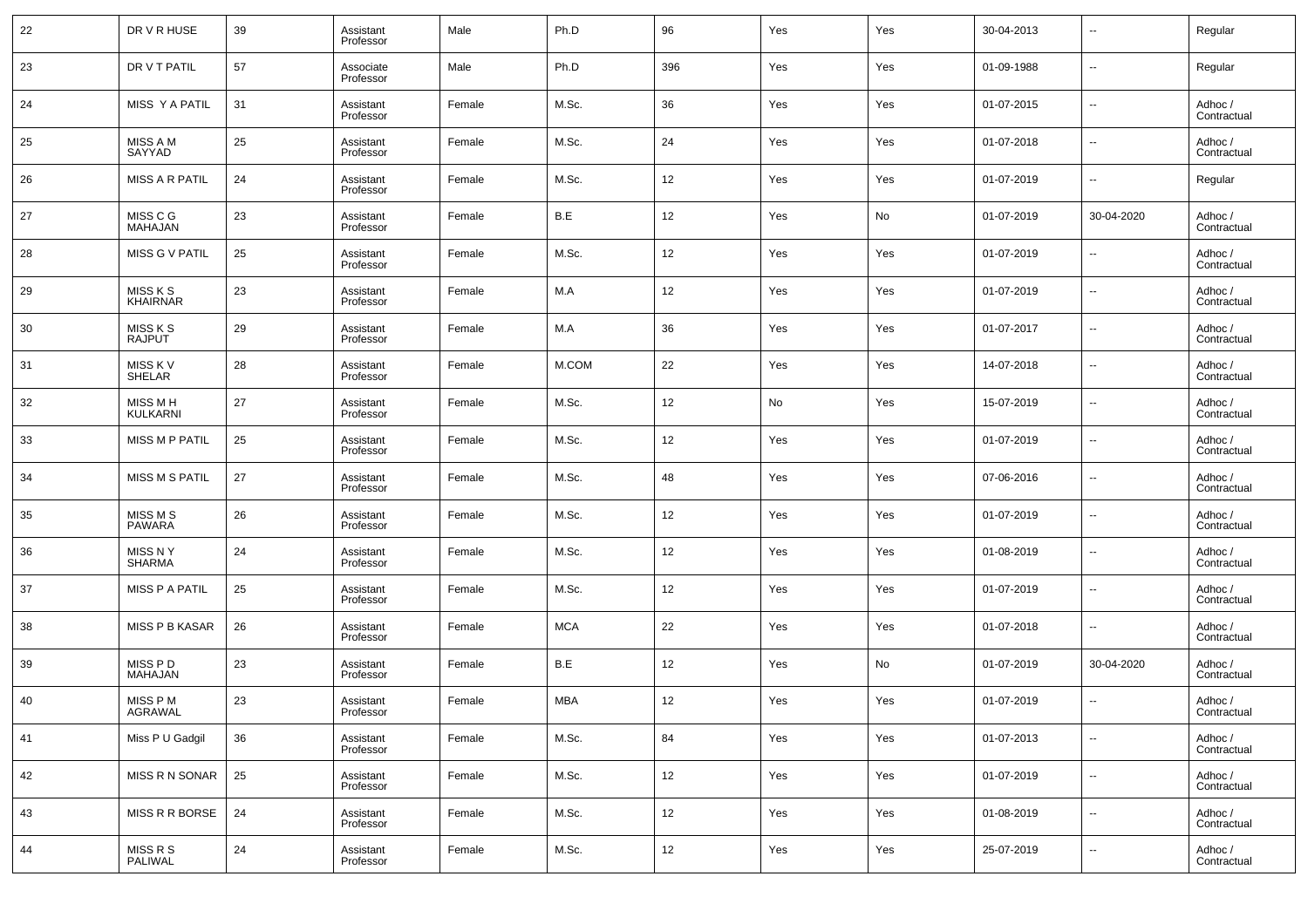| 22 | DR V R HUSE | 39 | Assistant Professor | Male | Ph.D | 96 | Yes | Yes | 30-04-2013 | -- | Regular |
|---|---|---|---|---|---|---|---|---|---|---|---|
| 23 | DR V T PATIL | 57 | Associate Professor | Male | Ph.D | 396 | Yes | Yes | 01-09-1988 | -- | Regular |
| 24 | MISS Y A PATIL | 31 | Assistant Professor | Female | M.Sc. | 36 | Yes | Yes | 01-07-2015 | -- | Adhoc / Contractual |
| 25 | MISS A M SAYYAD | 25 | Assistant Professor | Female | M.Sc. | 24 | Yes | Yes | 01-07-2018 | -- | Adhoc / Contractual |
| 26 | MISS A R PATIL | 24 | Assistant Professor | Female | M.Sc. | 12 | Yes | Yes | 01-07-2019 | -- | Regular |
| 27 | MISS C G MAHAJAN | 23 | Assistant Professor | Female | B.E | 12 | Yes | No | 01-07-2019 | 30-04-2020 | Adhoc / Contractual |
| 28 | MISS G V PATIL | 25 | Assistant Professor | Female | M.Sc. | 12 | Yes | Yes | 01-07-2019 | -- | Adhoc / Contractual |
| 29 | MISS K S KHAIRNAR | 23 | Assistant Professor | Female | M.A | 12 | Yes | Yes | 01-07-2019 | -- | Adhoc / Contractual |
| 30 | MISS K S RAJPUT | 29 | Assistant Professor | Female | M.A | 36 | Yes | Yes | 01-07-2017 | -- | Adhoc / Contractual |
| 31 | MISS K V SHELAR | 28 | Assistant Professor | Female | M.COM | 22 | Yes | Yes | 14-07-2018 | -- | Adhoc / Contractual |
| 32 | MISS M H KULKARNI | 27 | Assistant Professor | Female | M.Sc. | 12 | No | Yes | 15-07-2019 | -- | Adhoc / Contractual |
| 33 | MISS M P PATIL | 25 | Assistant Professor | Female | M.Sc. | 12 | Yes | Yes | 01-07-2019 | -- | Adhoc / Contractual |
| 34 | MISS M S PATIL | 27 | Assistant Professor | Female | M.Sc. | 48 | Yes | Yes | 07-06-2016 | -- | Adhoc / Contractual |
| 35 | MISS M S PAWARA | 26 | Assistant Professor | Female | M.Sc. | 12 | Yes | Yes | 01-07-2019 | -- | Adhoc / Contractual |
| 36 | MISS N Y SHARMA | 24 | Assistant Professor | Female | M.Sc. | 12 | Yes | Yes | 01-08-2019 | -- | Adhoc / Contractual |
| 37 | MISS P A PATIL | 25 | Assistant Professor | Female | M.Sc. | 12 | Yes | Yes | 01-07-2019 | -- | Adhoc / Contractual |
| 38 | MISS P B KASAR | 26 | Assistant Professor | Female | MCA | 22 | Yes | Yes | 01-07-2018 | -- | Adhoc / Contractual |
| 39 | MISS P D MAHAJAN | 23 | Assistant Professor | Female | B.E | 12 | Yes | No | 01-07-2019 | 30-04-2020 | Adhoc / Contractual |
| 40 | MISS P M AGRAWAL | 23 | Assistant Professor | Female | MBA | 12 | Yes | Yes | 01-07-2019 | -- | Adhoc / Contractual |
| 41 | Miss P U Gadgil | 36 | Assistant Professor | Female | M.Sc. | 84 | Yes | Yes | 01-07-2013 | -- | Adhoc / Contractual |
| 42 | MISS R N SONAR | 25 | Assistant Professor | Female | M.Sc. | 12 | Yes | Yes | 01-07-2019 | -- | Adhoc / Contractual |
| 43 | MISS R R BORSE | 24 | Assistant Professor | Female | M.Sc. | 12 | Yes | Yes | 01-08-2019 | -- | Adhoc / Contractual |
| 44 | MISS R S PALIWAL | 24 | Assistant Professor | Female | M.Sc. | 12 | Yes | Yes | 25-07-2019 | -- | Adhoc / Contractual |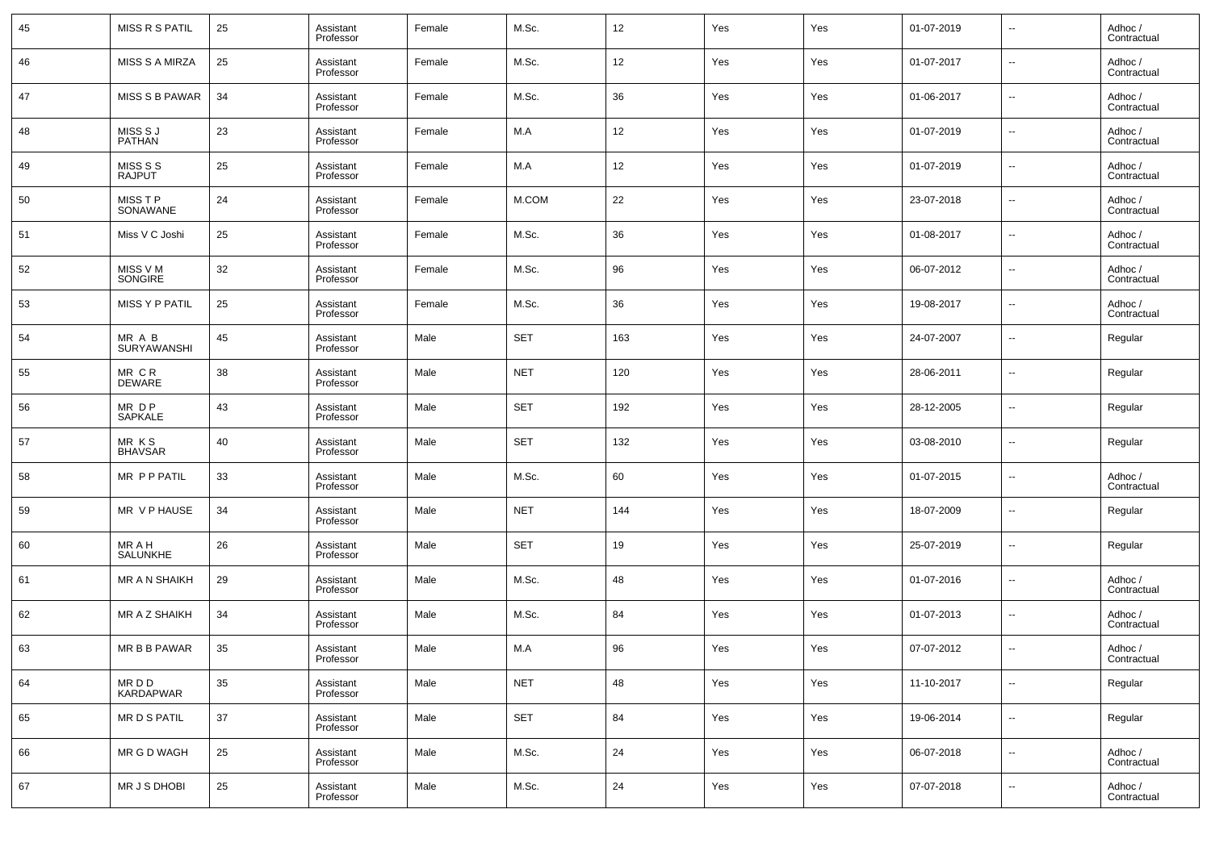| 45 | MISS R S PATIL | 25 | Assistant Professor | Female | M.Sc. | 12 | Yes | Yes | 01-07-2019 | -- | Adhoc / Contractual |
|---|---|---|---|---|---|---|---|---|---|---|---|
| 46 | MISS S A MIRZA | 25 | Assistant Professor | Female | M.Sc. | 12 | Yes | Yes | 01-07-2017 | -- | Adhoc / Contractual |
| 47 | MISS S B PAWAR | 34 | Assistant Professor | Female | M.Sc. | 36 | Yes | Yes | 01-06-2017 | -- | Adhoc / Contractual |
| 48 | MISS S J PATHAN | 23 | Assistant Professor | Female | M.A | 12 | Yes | Yes | 01-07-2019 | -- | Adhoc / Contractual |
| 49 | MISS S S RAJPUT | 25 | Assistant Professor | Female | M.A | 12 | Yes | Yes | 01-07-2019 | -- | Adhoc / Contractual |
| 50 | MISS T P SONAWANE | 24 | Assistant Professor | Female | M.COM | 22 | Yes | Yes | 23-07-2018 | -- | Adhoc / Contractual |
| 51 | Miss V C Joshi | 25 | Assistant Professor | Female | M.Sc. | 36 | Yes | Yes | 01-08-2017 | -- | Adhoc / Contractual |
| 52 | MISS V M SONGIRE | 32 | Assistant Professor | Female | M.Sc. | 96 | Yes | Yes | 06-07-2012 | -- | Adhoc / Contractual |
| 53 | MISS Y P PATIL | 25 | Assistant Professor | Female | M.Sc. | 36 | Yes | Yes | 19-08-2017 | -- | Adhoc / Contractual |
| 54 | MR A B SURYAWANSHI | 45 | Assistant Professor | Male | SET | 163 | Yes | Yes | 24-07-2007 | -- | Regular |
| 55 | MR C R DEWARE | 38 | Assistant Professor | Male | NET | 120 | Yes | Yes | 28-06-2011 | -- | Regular |
| 56 | MR D P SAPKALE | 43 | Assistant Professor | Male | SET | 192 | Yes | Yes | 28-12-2005 | -- | Regular |
| 57 | MR K S BHAVSAR | 40 | Assistant Professor | Male | SET | 132 | Yes | Yes | 03-08-2010 | -- | Regular |
| 58 | MR P P PATIL | 33 | Assistant Professor | Male | M.Sc. | 60 | Yes | Yes | 01-07-2015 | -- | Adhoc / Contractual |
| 59 | MR V P HAUSE | 34 | Assistant Professor | Male | NET | 144 | Yes | Yes | 18-07-2009 | -- | Regular |
| 60 | MR A H SALUNKHE | 26 | Assistant Professor | Male | SET | 19 | Yes | Yes | 25-07-2019 | -- | Regular |
| 61 | MR A N SHAIKH | 29 | Assistant Professor | Male | M.Sc. | 48 | Yes | Yes | 01-07-2016 | -- | Adhoc / Contractual |
| 62 | MR A Z SHAIKH | 34 | Assistant Professor | Male | M.Sc. | 84 | Yes | Yes | 01-07-2013 | -- | Adhoc / Contractual |
| 63 | MR B B PAWAR | 35 | Assistant Professor | Male | M.A | 96 | Yes | Yes | 07-07-2012 | -- | Adhoc / Contractual |
| 64 | MR D D KARDAPWAR | 35 | Assistant Professor | Male | NET | 48 | Yes | Yes | 11-10-2017 | -- | Regular |
| 65 | MR D S PATIL | 37 | Assistant Professor | Male | SET | 84 | Yes | Yes | 19-06-2014 | -- | Regular |
| 66 | MR G D WAGH | 25 | Assistant Professor | Male | M.Sc. | 24 | Yes | Yes | 06-07-2018 | -- | Adhoc / Contractual |
| 67 | MR J S DHOBI | 25 | Assistant Professor | Male | M.Sc. | 24 | Yes | Yes | 07-07-2018 | -- | Adhoc / Contractual |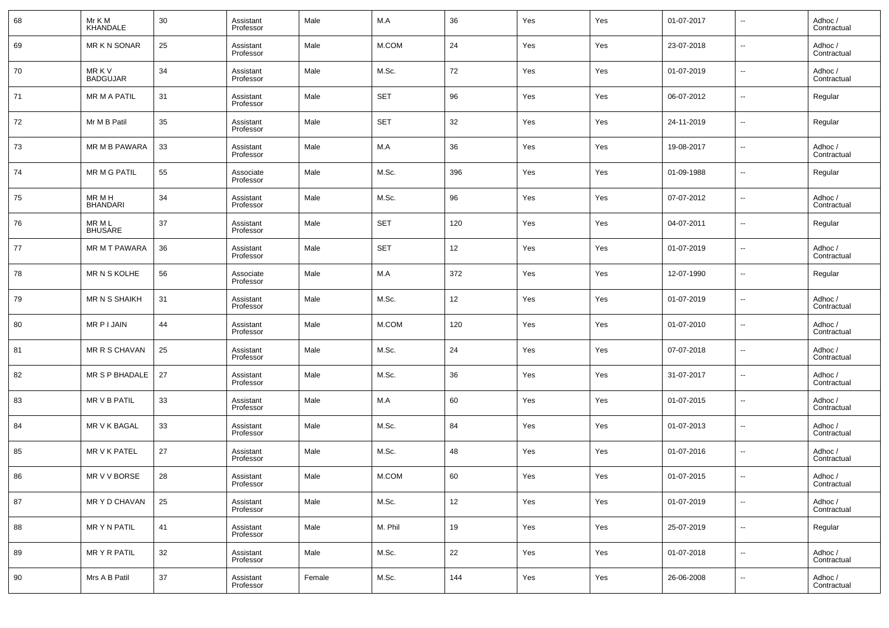| 68 | Mr K M KHANDALE | 30 | Assistant Professor | Male | M.A | 36 | Yes | Yes | 01-07-2017 | -- | Adhoc / Contractual |
|---|---|---|---|---|---|---|---|---|---|---|---|
| 69 | MR K N SONAR | 25 | Assistant Professor | Male | M.COM | 24 | Yes | Yes | 23-07-2018 | -- | Adhoc / Contractual |
| 70 | MR K V BADGUJAR | 34 | Assistant Professor | Male | M.Sc. | 72 | Yes | Yes | 01-07-2019 | -- | Adhoc / Contractual |
| 71 | MR M A PATIL | 31 | Assistant Professor | Male | SET | 96 | Yes | Yes | 06-07-2012 | -- | Regular |
| 72 | Mr M B Patil | 35 | Assistant Professor | Male | SET | 32 | Yes | Yes | 24-11-2019 | -- | Regular |
| 73 | MR M B PAWARA | 33 | Assistant Professor | Male | M.A | 36 | Yes | Yes | 19-08-2017 | -- | Adhoc / Contractual |
| 74 | MR M G PATIL | 55 | Associate Professor | Male | M.Sc. | 396 | Yes | Yes | 01-09-1988 | -- | Regular |
| 75 | MR M H BHANDARI | 34 | Assistant Professor | Male | M.Sc. | 96 | Yes | Yes | 07-07-2012 | -- | Adhoc / Contractual |
| 76 | MR M L BHUSARE | 37 | Assistant Professor | Male | SET | 120 | Yes | Yes | 04-07-2011 | -- | Regular |
| 77 | MR M T PAWARA | 36 | Assistant Professor | Male | SET | 12 | Yes | Yes | 01-07-2019 | -- | Adhoc / Contractual |
| 78 | MR N S KOLHE | 56 | Associate Professor | Male | M.A | 372 | Yes | Yes | 12-07-1990 | -- | Regular |
| 79 | MR N S SHAIKH | 31 | Assistant Professor | Male | M.Sc. | 12 | Yes | Yes | 01-07-2019 | -- | Adhoc / Contractual |
| 80 | MR P I JAIN | 44 | Assistant Professor | Male | M.COM | 120 | Yes | Yes | 01-07-2010 | -- | Adhoc / Contractual |
| 81 | MR R S CHAVAN | 25 | Assistant Professor | Male | M.Sc. | 24 | Yes | Yes | 07-07-2018 | -- | Adhoc / Contractual |
| 82 | MR S P BHADALE | 27 | Assistant Professor | Male | M.Sc. | 36 | Yes | Yes | 31-07-2017 | -- | Adhoc / Contractual |
| 83 | MR V B PATIL | 33 | Assistant Professor | Male | M.A | 60 | Yes | Yes | 01-07-2015 | -- | Adhoc / Contractual |
| 84 | MR V K BAGAL | 33 | Assistant Professor | Male | M.Sc. | 84 | Yes | Yes | 01-07-2013 | -- | Adhoc / Contractual |
| 85 | MR V K PATEL | 27 | Assistant Professor | Male | M.Sc. | 48 | Yes | Yes | 01-07-2016 | -- | Adhoc / Contractual |
| 86 | MR V V BORSE | 28 | Assistant Professor | Male | M.COM | 60 | Yes | Yes | 01-07-2015 | -- | Adhoc / Contractual |
| 87 | MR Y D CHAVAN | 25 | Assistant Professor | Male | M.Sc. | 12 | Yes | Yes | 01-07-2019 | -- | Adhoc / Contractual |
| 88 | MR Y N PATIL | 41 | Assistant Professor | Male | M. Phil | 19 | Yes | Yes | 25-07-2019 | -- | Regular |
| 89 | MR Y R PATIL | 32 | Assistant Professor | Male | M.Sc. | 22 | Yes | Yes | 01-07-2018 | -- | Adhoc / Contractual |
| 90 | Mrs A B Patil | 37 | Assistant Professor | Female | M.Sc. | 144 | Yes | Yes | 26-06-2008 | -- | Adhoc / Contractual |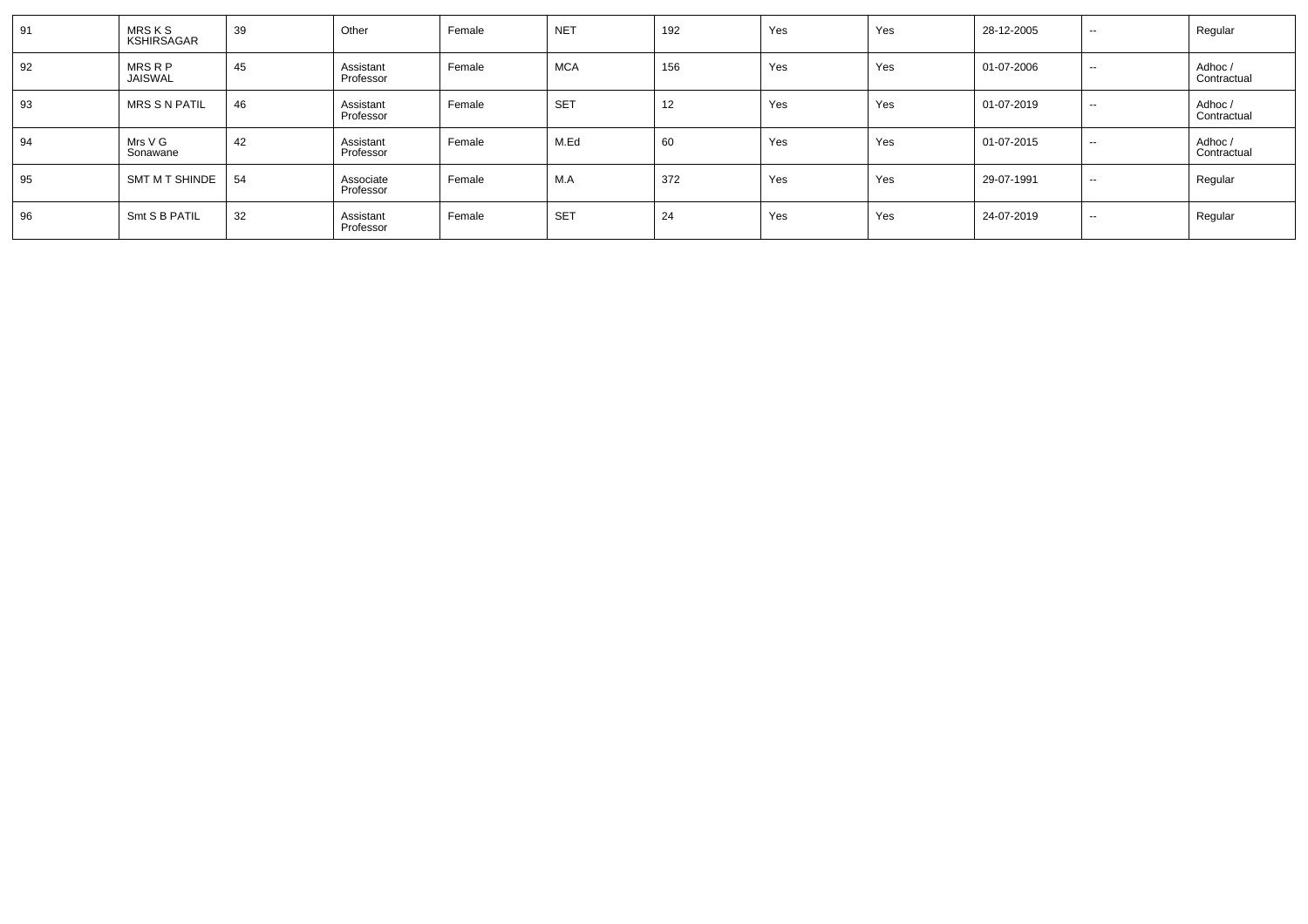| | | | | | | | | | | | |
|---|---|---|---|---|---|---|---|---|---|---|---|
| 91 | MRS K S KSHIRSAGAR | 39 | Other | Female | NET | 192 | Yes | Yes | 28-12-2005 | -- | Regular |
| 92 | MRS R P JAISWAL | 45 | Assistant Professor | Female | MCA | 156 | Yes | Yes | 01-07-2006 | -- | Adhoc / Contractual |
| 93 | MRS S N PATIL | 46 | Assistant Professor | Female | SET | 12 | Yes | Yes | 01-07-2019 | -- | Adhoc / Contractual |
| 94 | Mrs V G Sonawane | 42 | Assistant Professor | Female | M.Ed | 60 | Yes | Yes | 01-07-2015 | -- | Adhoc / Contractual |
| 95 | SMT M T SHINDE | 54 | Associate Professor | Female | M.A | 372 | Yes | Yes | 29-07-1991 | -- | Regular |
| 96 | Smt S B PATIL | 32 | Assistant Professor | Female | SET | 24 | Yes | Yes | 24-07-2019 | -- | Regular |